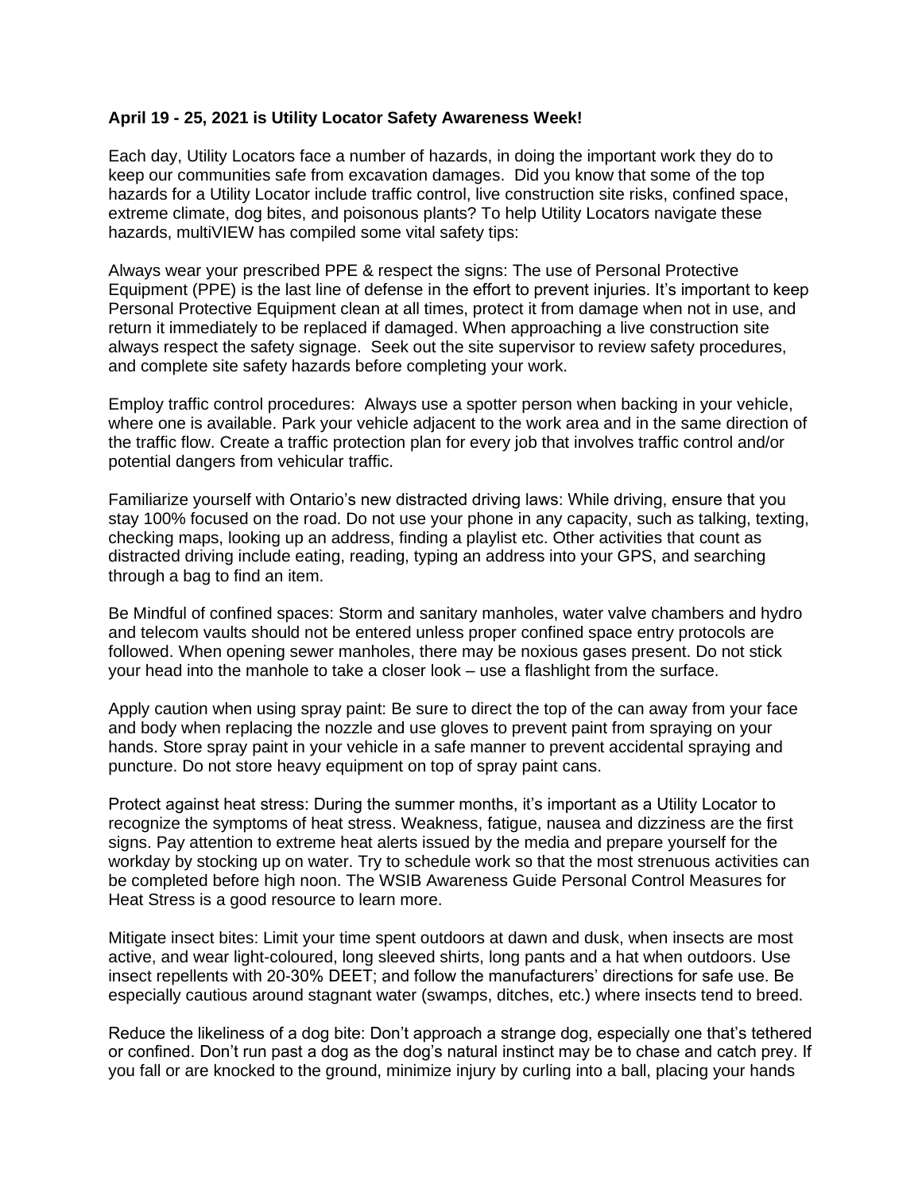**April 19 - 25, 2021 is Utility Locator Safety Awareness Week!**

Each day, Utility Locators face a number of hazards, in doing the important work they do to keep our communities safe from excavation damages. Did you know that some of the top hazards for a Utility Locator include traffic control, live construction site risks, confined space, extreme climate, dog bites, and poisonous plants? To help Utility Locators navigate these hazards, multiVIEW has compiled some vital safety tips:

Always wear your prescribed PPE & respect the signs: The use of Personal Protective Equipment (PPE) is the last line of defense in the effort to prevent injuries. It's important to keep Personal Protective Equipment clean at all times, protect it from damage when not in use, and return it immediately to be replaced if damaged. When approaching a live construction site always respect the safety signage. Seek out the site supervisor to review safety procedures, and complete site safety hazards before completing your work.

Employ traffic control procedures: Always use a spotter person when backing in your vehicle, where one is available. Park your vehicle adjacent to the work area and in the same direction of the traffic flow. Create a traffic protection plan for every job that involves traffic control and/or potential dangers from vehicular traffic.

Familiarize yourself with Ontario's new distracted driving laws: While driving, ensure that you stay 100% focused on the road. Do not use your phone in any capacity, such as talking, texting, checking maps, looking up an address, finding a playlist etc. Other activities that count as distracted driving include eating, reading, typing an address into your GPS, and searching through a bag to find an item.

Be Mindful of confined spaces: Storm and sanitary manholes, water valve chambers and hydro and telecom vaults should not be entered unless proper confined space entry protocols are followed. When opening sewer manholes, there may be noxious gases present. Do not stick your head into the manhole to take a closer look – use a flashlight from the surface.

Apply caution when using spray paint: Be sure to direct the top of the can away from your face and body when replacing the nozzle and use gloves to prevent paint from spraying on your hands. Store spray paint in your vehicle in a safe manner to prevent accidental spraying and puncture. Do not store heavy equipment on top of spray paint cans.

Protect against heat stress: During the summer months, it's important as a Utility Locator to recognize the symptoms of heat stress. Weakness, fatigue, nausea and dizziness are the first signs. Pay attention to extreme heat alerts issued by the media and prepare yourself for the workday by stocking up on water. Try to schedule work so that the most strenuous activities can be completed before high noon. The WSIB Awareness Guide Personal Control Measures for Heat Stress is a good resource to learn more.

Mitigate insect bites: Limit your time spent outdoors at dawn and dusk, when insects are most active, and wear light-coloured, long sleeved shirts, long pants and a hat when outdoors. Use insect repellents with 20-30% DEET; and follow the manufacturers' directions for safe use. Be especially cautious around stagnant water (swamps, ditches, etc.) where insects tend to breed.

Reduce the likeliness of a dog bite: Don't approach a strange dog, especially one that's tethered or confined. Don't run past a dog as the dog's natural instinct may be to chase and catch prey. If you fall or are knocked to the ground, minimize injury by curling into a ball, placing your hands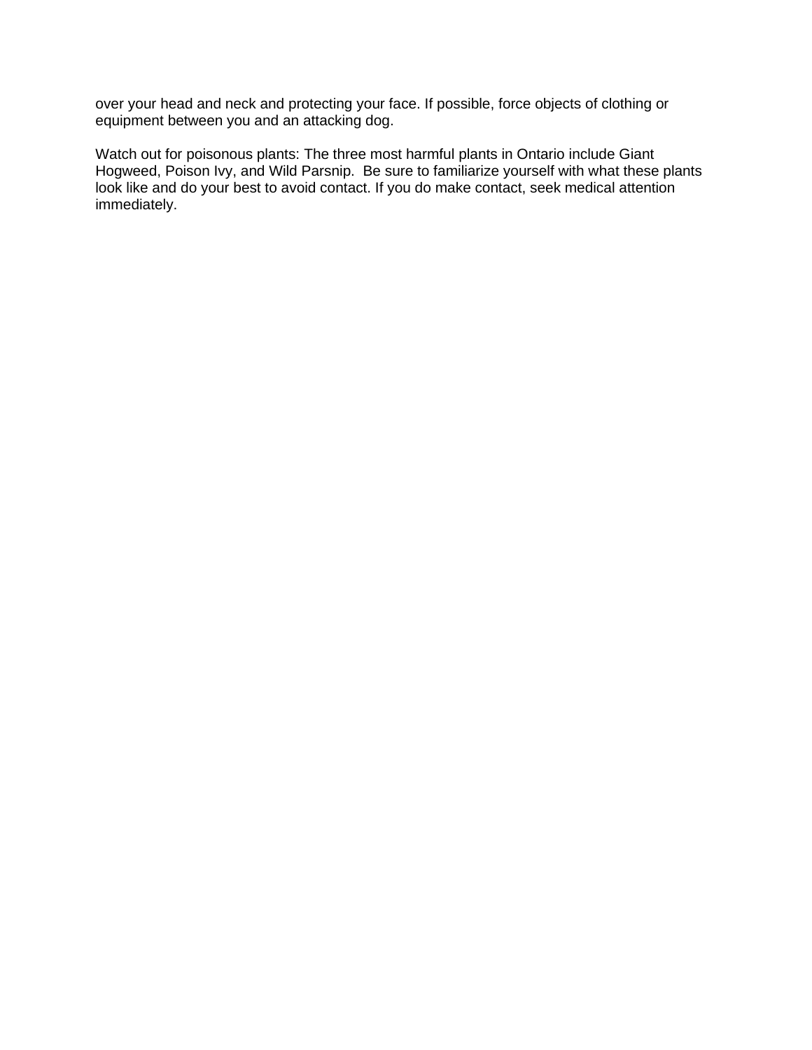over your head and neck and protecting your face. If possible, force objects of clothing or equipment between you and an attacking dog.

Watch out for poisonous plants: The three most harmful plants in Ontario include Giant Hogweed, Poison Ivy, and Wild Parsnip.  Be sure to familiarize yourself with what these plants look like and do your best to avoid contact. If you do make contact, seek medical attention immediately.